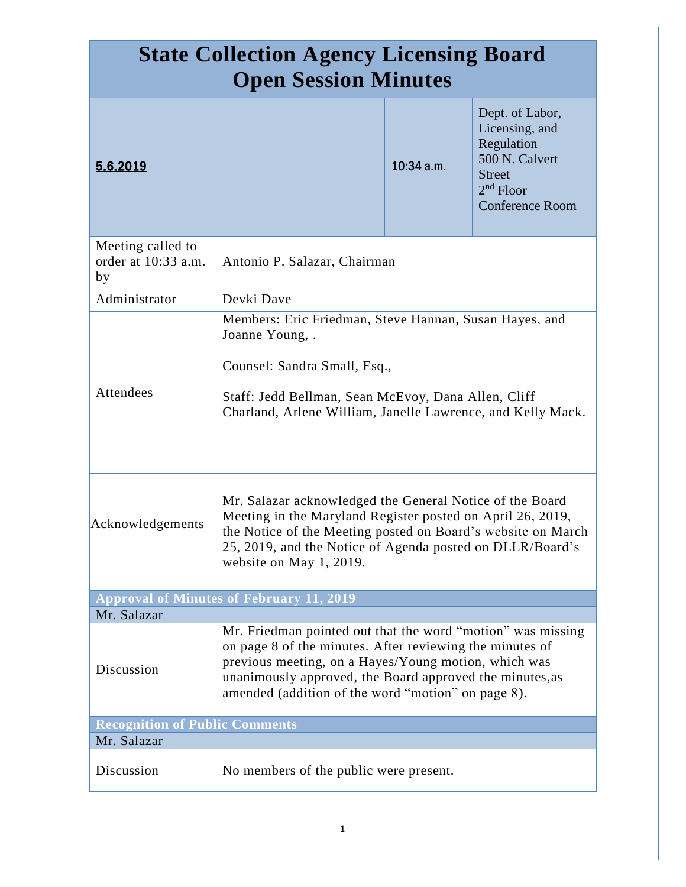# State Collection Agency Licensing Board
# Open Session Minutes

| **5.6.2019** | **10:34 a.m.** | Dept. of Labor, Licensing, and Regulation 500 N. Calvert Street 2nd Floor Conference Room |
|---|---|---|

| | |
|---|---|
| Meeting called to order at 10:33 a.m. by | Antonio P. Salazar, Chairman |
| Administrator | Devki Dave |
| Attendees | Members: Eric Friedman, Steve Hannan, Susan Hayes, and Joanne Young, . <br><br> Counsel: Sandra Small, Esq., <br><br> Staff: Jedd Bellman, Sean McEvoy, Dana Allen, Cliff Charland, Arlene William, Janelle Lawrence, and Kelly Mack. |
| Acknowledgements | Mr. Salazar acknowledged the General Notice of the Board Meeting in the Maryland Register posted on April 26, 2019, the Notice of the Meeting posted on Board's website on March 25, 2019, and the Notice of Agenda posted on DLLR/Board's website on May 1, 2019. |

## Approval of Minutes of February 11, 2019

| Mr. Salazar | |
|---|---|
| Discussion | Mr. Friedman pointed out that the word "motion" was missing on page 8 of the minutes. After reviewing the minutes of previous meeting, on a Hayes/Young motion, which was unanimously approved, the Board approved the minutes,as amended (addition of the word "motion" on page 8). |

## Recognition of Public Comments

| Mr. Salazar | |
|---|---|
| Discussion | No members of the public were present. |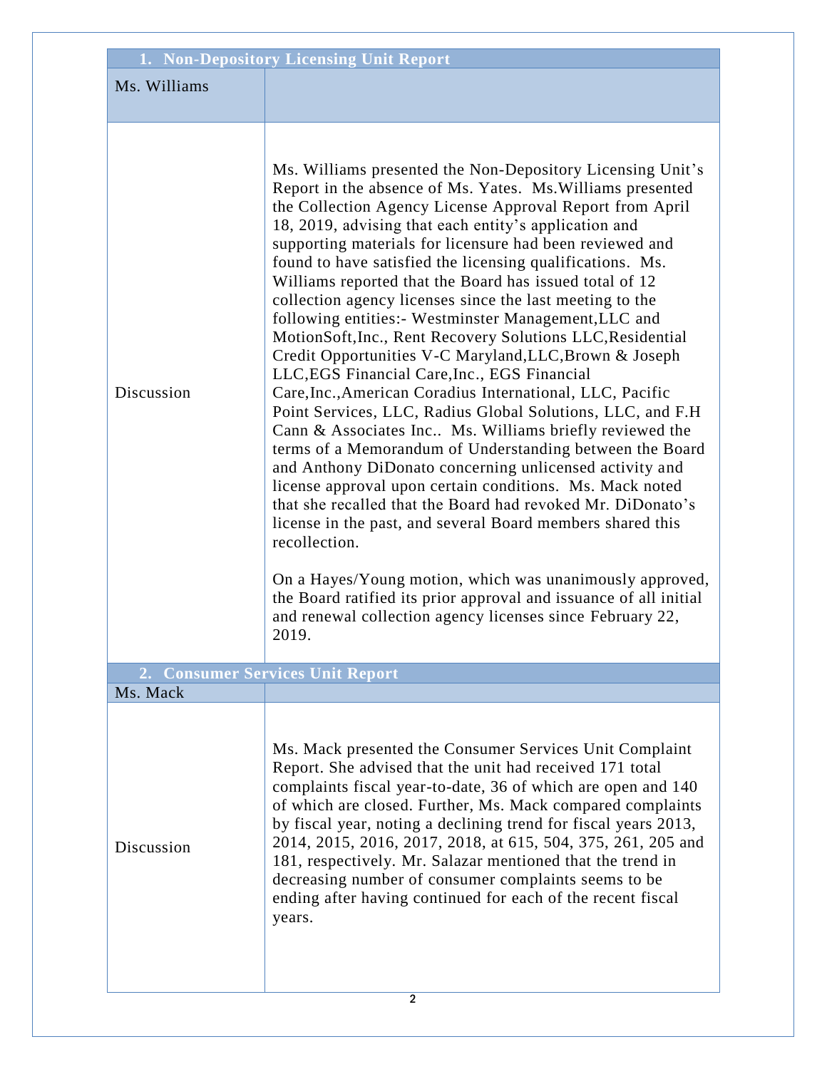| 1. Non-Depository Licensing Unit Report | |
|---|---|
| Ms. Williams | |
| Discussion | Ms. Williams presented the Non-Depository Licensing Unit's Report in the absence of Ms. Yates. Ms.Williams presented the Collection Agency License Approval Report from April 18, 2019, advising that each entity's application and supporting materials for licensure had been reviewed and found to have satisfied the licensing qualifications. Ms. Williams reported that the Board has issued total of 12 collection agency licenses since the last meeting to the following entities:- Westminster Management,LLC and MotionSoft,Inc., Rent Recovery Solutions LLC,Residential Credit Opportunities V-C Maryland,LLC,Brown & Joseph LLC,EGS Financial Care,Inc., EGS Financial Care,Inc.,American Coradius International, LLC, Pacific Point Services, LLC, Radius Global Solutions, LLC, and F.H Cann & Associates Inc.. Ms. Williams briefly reviewed the terms of a Memorandum of Understanding between the Board and Anthony DiDonato concerning unlicensed activity and license approval upon certain conditions. Ms. Mack noted that she recalled that the Board had revoked Mr. DiDonato's license in the past, and several Board members shared this recollection.<br><br>On a Hayes/Young motion, which was unanimously approved, the Board ratified its prior approval and issuance of all initial and renewal collection agency licenses since February 22, 2019. |

| 2. Consumer Services Unit Report | |
|---|---|
| Ms. Mack | |
| Discussion | Ms. Mack presented the Consumer Services Unit Complaint Report. She advised that the unit had received 171 total complaints fiscal year-to-date, 36 of which are open and 140 of which are closed. Further, Ms. Mack compared complaints by fiscal year, noting a declining trend for fiscal years 2013, 2014, 2015, 2016, 2017, 2018, at 615, 504, 375, 261, 205 and 181, respectively. Mr. Salazar mentioned that the trend in decreasing number of consumer complaints seems to be ending after having continued for each of the recent fiscal years. |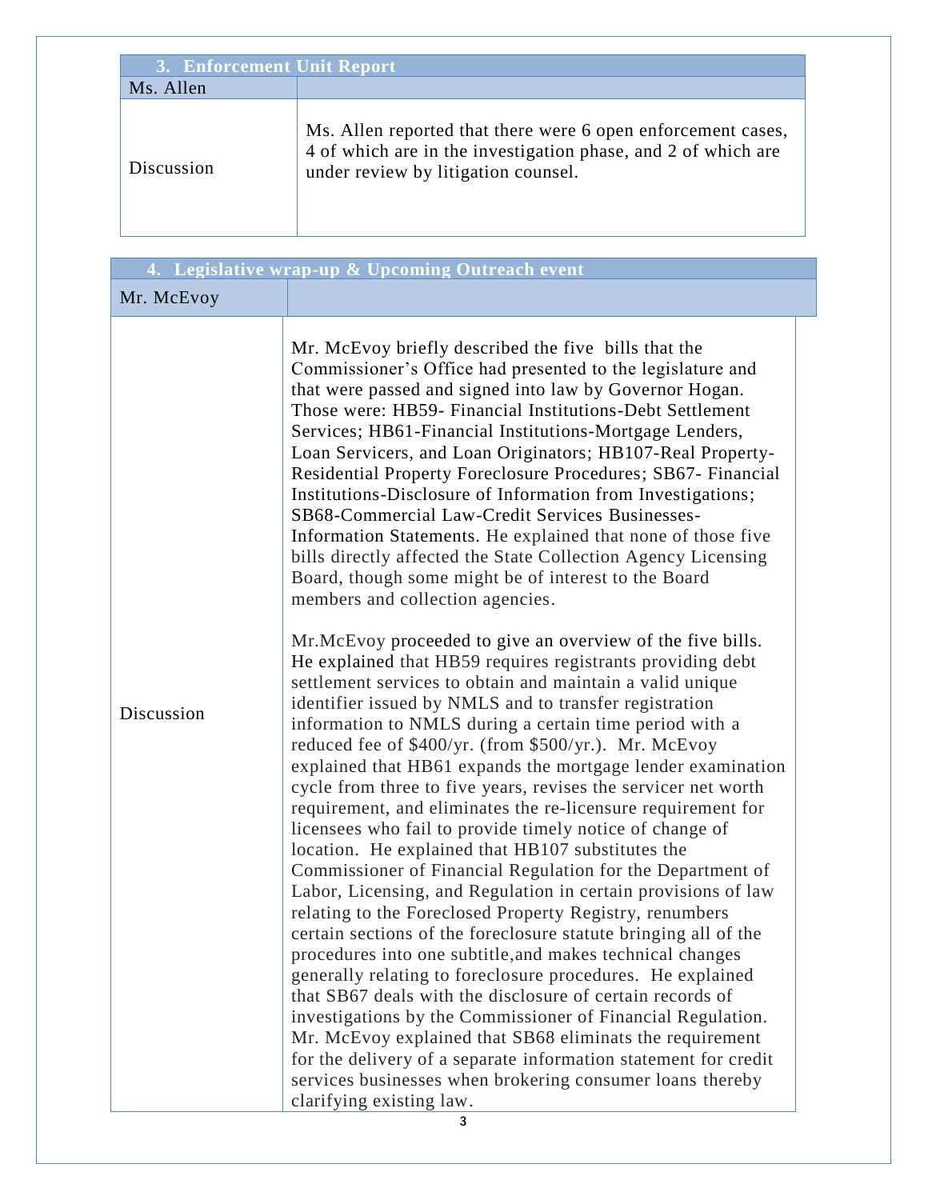| 3. Enforcement Unit Report | |
|---|---|
| Ms. Allen | |
| Discussion | Ms. Allen reported that there were 6 open enforcement cases, 4 of which are in the investigation phase, and 2 of which are under review by litigation counsel. |

| 4. Legislative wrap-up & Upcoming Outreach event | |
|---|---|
| Mr. McEvoy | |
| Discussion | Mr. McEvoy briefly described the five bills that the Commissioner's Office had presented to the legislature and that were passed and signed into law by Governor Hogan. Those were: HB59- Financial Institutions-Debt Settlement Services; HB61-Financial Institutions-Mortgage Lenders, Loan Servicers, and Loan Originators; HB107-Real Property-Residential Property Foreclosure Procedures; SB67- Financial Institutions-Disclosure of Information from Investigations; SB68-Commercial Law-Credit Services Businesses-Information Statements. He explained that none of those five bills directly affected the State Collection Agency Licensing Board, though some might be of interest to the Board members and collection agencies.<br><br>Mr.McEvoy proceeded to give an overview of the five bills. He explained that HB59 requires registrants providing debt settlement services to obtain and maintain a valid unique identifier issued by NMLS and to transfer registration information to NMLS during a certain time period with a reduced fee of $400/yr. (from $500/yr.). Mr. McEvoy explained that HB61 expands the mortgage lender examination cycle from three to five years, revises the servicer net worth requirement, and eliminates the re-licensure requirement for licensees who fail to provide timely notice of change of location. He explained that HB107 substitutes the Commissioner of Financial Regulation for the Department of Labor, Licensing, and Regulation in certain provisions of law relating to the Foreclosed Property Registry, renumbers certain sections of the foreclosure statute bringing all of the procedures into one subtitle,and makes technical changes generally relating to foreclosure procedures. He explained that SB67 deals with the disclosure of certain records of investigations by the Commissioner of Financial Regulation. Mr. McEvoy explained that SB68 eliminats the requirement for the delivery of a separate information statement for credit services businesses when brokering consumer loans thereby clarifying existing law. |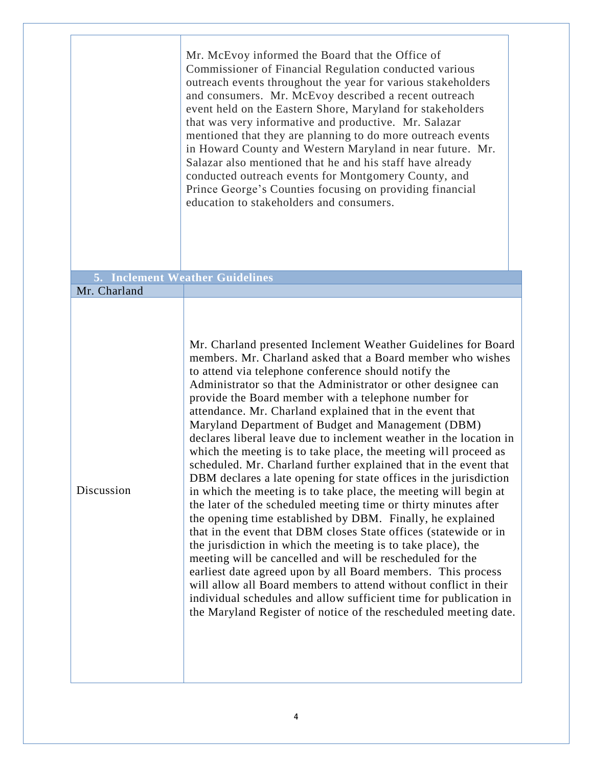| | |
|---|---|
| | Mr. McEvoy informed the Board that the Office of Commissioner of Financial Regulation conducted various outreach events throughout the year for various stakeholders and consumers. Mr. McEvoy described a recent outreach event held on the Eastern Shore, Maryland for stakeholders that was very informative and productive. Mr. Salazar mentioned that they are planning to do more outreach events in Howard County and Western Maryland in near future. Mr. Salazar also mentioned that he and his staff have already conducted outreach events for Montgomery County, and Prince George's Counties focusing on providing financial education to stakeholders and consumers. |

**5. Inclement Weather Guidelines**

| Mr. Charland | |
|---|---|
| Discussion | Mr. Charland presented Inclement Weather Guidelines for Board members. Mr. Charland asked that a Board member who wishes to attend via telephone conference should notify the Administrator so that the Administrator or other designee can provide the Board member with a telephone number for attendance. Mr. Charland explained that in the event that Maryland Department of Budget and Management (DBM) declares liberal leave due to inclement weather in the location in which the meeting is to take place, the meeting will proceed as scheduled. Mr. Charland further explained that in the event that DBM declares a late opening for state offices in the jurisdiction in which the meeting is to take place, the meeting will begin at the later of the scheduled meeting time or thirty minutes after the opening time established by DBM. Finally, he explained that in the event that DBM closes State offices (statewide or in the jurisdiction in which the meeting is to take place), the meeting will be cancelled and will be rescheduled for the earliest date agreed upon by all Board members. This process will allow all Board members to attend without conflict in their individual schedules and allow sufficient time for publication in the Maryland Register of notice of the rescheduled meeting date. |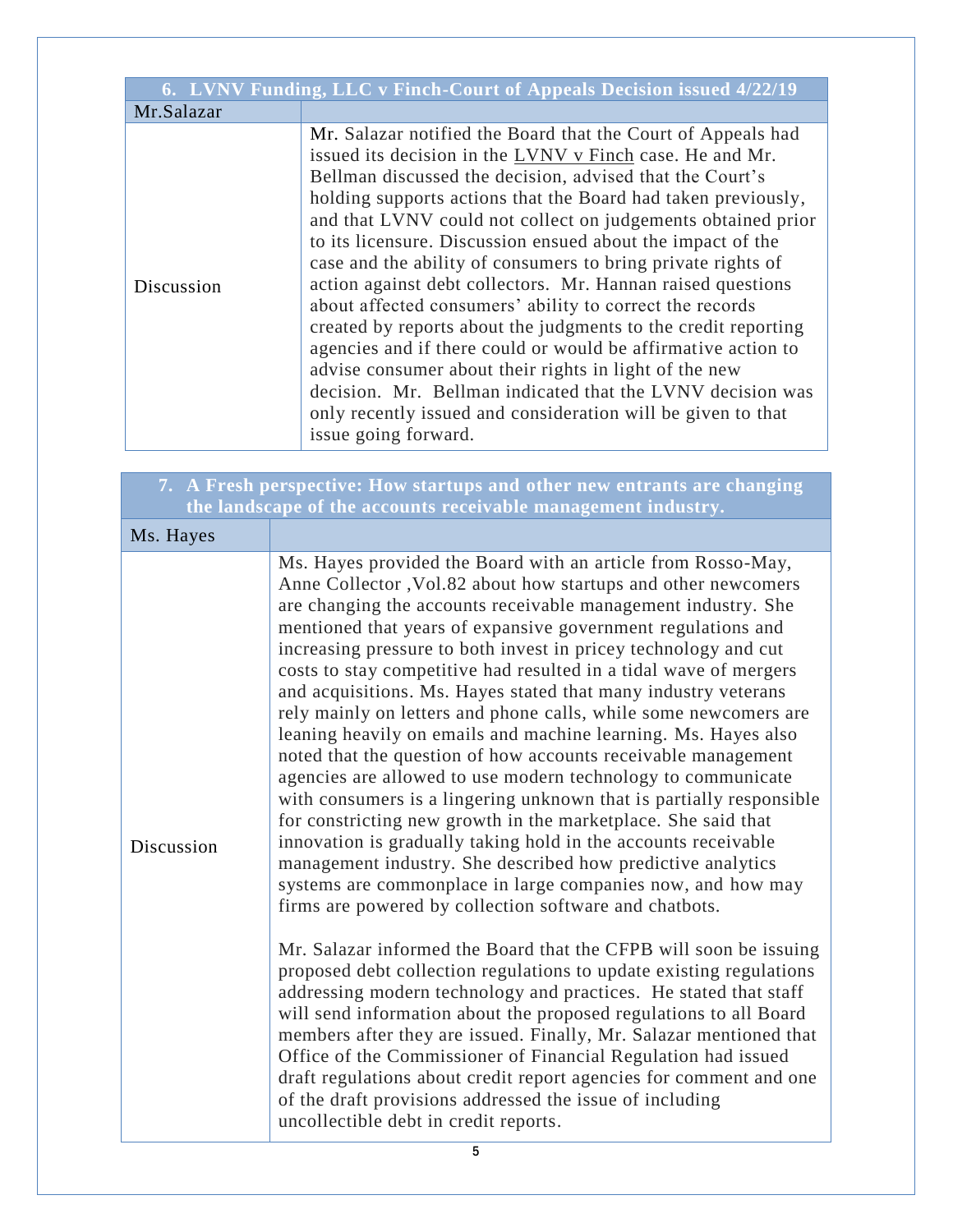| 6. LVNV Funding, LLC v Finch-Court of Appeals Decision issued 4/22/19 | |
|---|---|
| Mr.Salazar | |
| Discussion | Mr. Salazar notified the Board that the Court of Appeals had issued its decision in the LVNV v Finch case. He and Mr. Bellman discussed the decision, advised that the Court's holding supports actions that the Board had taken previously, and that LVNV could not collect on judgements obtained prior to its licensure. Discussion ensued about the impact of the case and the ability of consumers to bring private rights of action against debt collectors. Mr. Hannan raised questions about affected consumers' ability to correct the records created by reports about the judgments to the credit reporting agencies and if there could or would be affirmative action to advise consumer about their rights in light of the new decision. Mr. Bellman indicated that the LVNV decision was only recently issued and consideration will be given to that issue going forward. |

| 7. A Fresh perspective: How startups and other new entrants are changing the landscape of the accounts receivable management industry. | |
|---|---|
| Ms. Hayes | |
| Discussion | Ms. Hayes provided the Board with an article from Rosso-May, Anne Collector ,Vol.82 about how startups and other newcomers are changing the accounts receivable management industry. She mentioned that years of expansive government regulations and increasing pressure to both invest in pricey technology and cut costs to stay competitive had resulted in a tidal wave of mergers and acquisitions. Ms. Hayes stated that many industry veterans rely mainly on letters and phone calls, while some newcomers are leaning heavily on emails and machine learning. Ms. Hayes also noted that the question of how accounts receivable management agencies are allowed to use modern technology to communicate with consumers is a lingering unknown that is partially responsible for constricting new growth in the marketplace. She said that innovation is gradually taking hold in the accounts receivable management industry. She described how predictive analytics systems are commonplace in large companies now, and how may firms are powered by collection software and chatbots.<br><br>Mr. Salazar informed the Board that the CFPB will soon be issuing proposed debt collection regulations to update existing regulations addressing modern technology and practices. He stated that staff will send information about the proposed regulations to all Board members after they are issued. Finally, Mr. Salazar mentioned that Office of the Commissioner of Financial Regulation had issued draft regulations about credit report agencies for comment and one of the draft provisions addressed the issue of including uncollectible debt in credit reports. |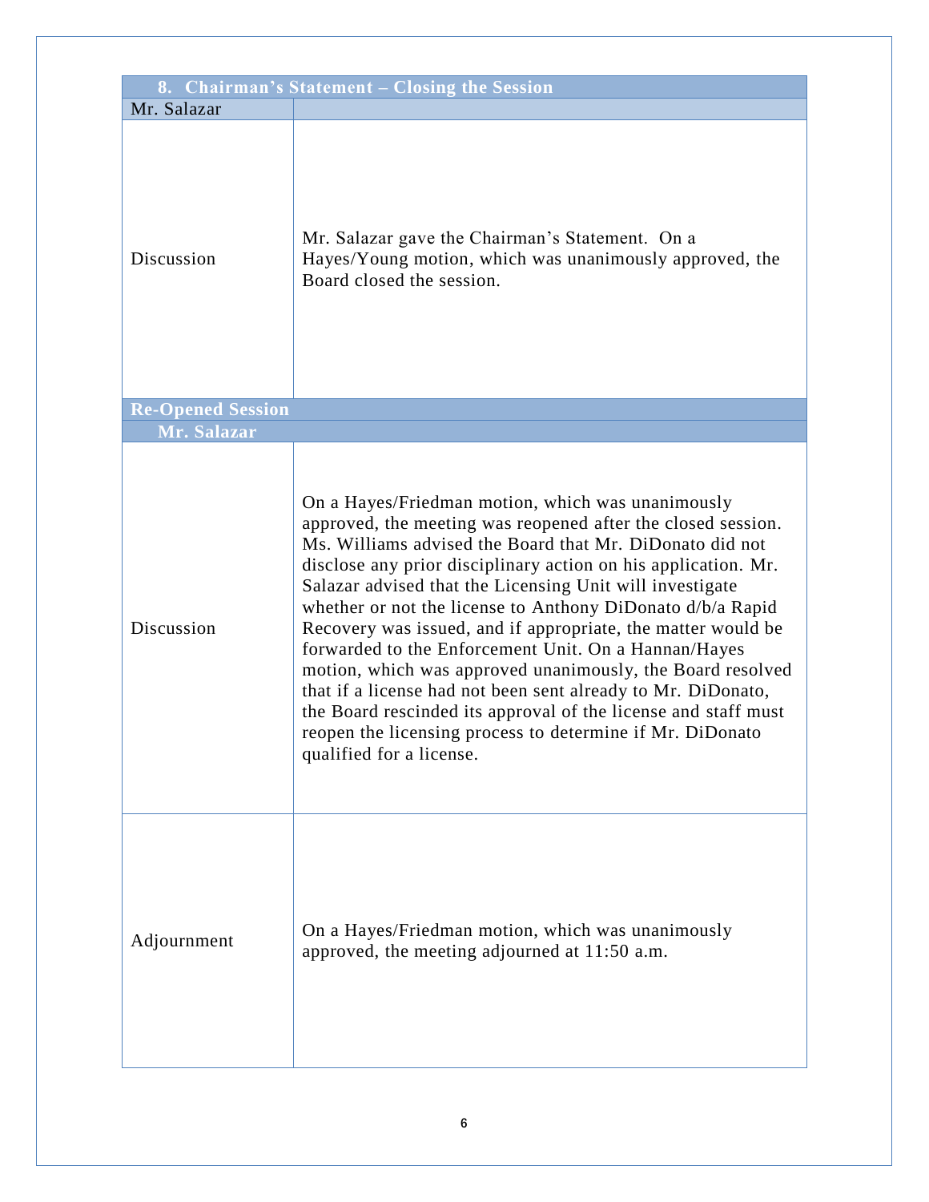| 8. Chairman's Statement – Closing the Session | |
|---|---|
| Mr. Salazar | |
| Discussion | Mr. Salazar gave the Chairman's Statement. On a Hayes/Young motion, which was unanimously approved, the Board closed the session. |
| **Re-Opened Session** | |
| **Mr. Salazar** | |
| Discussion | On a Hayes/Friedman motion, which was unanimously approved, the meeting was reopened after the closed session. Ms. Williams advised the Board that Mr. DiDonato did not disclose any prior disciplinary action on his application. Mr. Salazar advised that the Licensing Unit will investigate whether or not the license to Anthony DiDonato d/b/a Rapid Recovery was issued, and if appropriate, the matter would be forwarded to the Enforcement Unit. On a Hannan/Hayes motion, which was approved unanimously, the Board resolved that if a license had not been sent already to Mr. DiDonato, the Board rescinded its approval of the license and staff must reopen the licensing process to determine if Mr. DiDonato qualified for a license. |
| Adjournment | On a Hayes/Friedman motion, which was unanimously approved, the meeting adjourned at 11:50 a.m. |